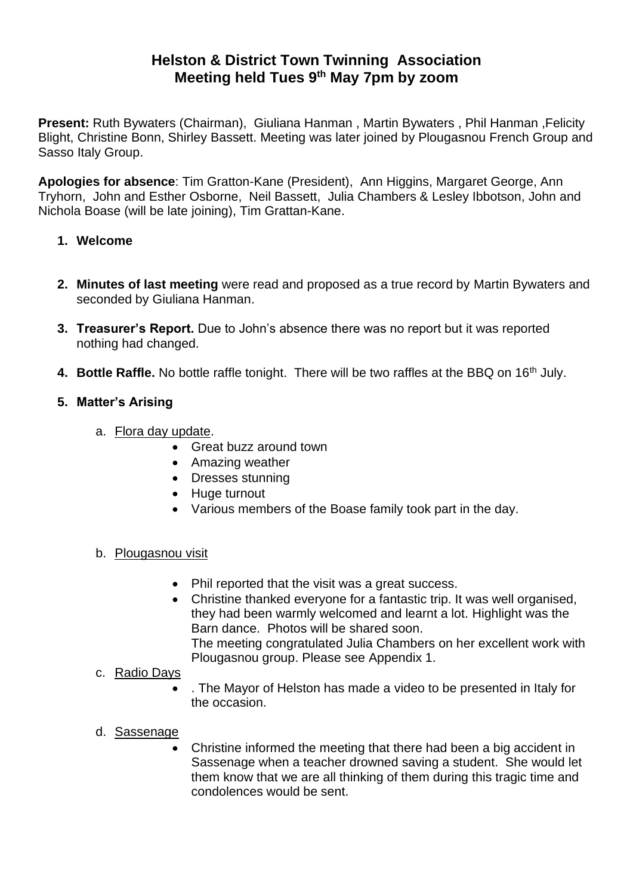# Helston & District Town Twinning Association
## Meeting held Tues 9th May 7pm by zoom

**Present:** Ruth Bywaters (Chairman), Giuliana Hanman , Martin Bywaters , Phil Hanman ,Felicity Blight, Christine Bonn, Shirley Bassett. Meeting was later joined by Plougasnou French Group and Sasso Italy Group.

**Apologies for absence**: Tim Gratton-Kane (President), Ann Higgins, Margaret George, Ann Tryhorn, John and Esther Osborne, Neil Bassett, Julia Chambers & Lesley Ibbotson, John and Nichola Boase (will be late joining), Tim Grattan-Kane.

1. **Welcome**

2. **Minutes of last meeting** were read and proposed as a true record by Martin Bywaters and seconded by Giuliana Hanman.

3. **Treasurer's Report.** Due to John's absence there was no report but it was reported nothing had changed.

4. **Bottle Raffle.** No bottle raffle tonight. There will be two raffles at the BBQ on 16th July.

5. **Matter's Arising**

   a. Flora day update.
      - Great buzz around town
      - Amazing weather
      - Dresses stunning
      - Huge turnout
      - Various members of the Boase family took part in the day.

   b. Plougasnou visit
      - Phil reported that the visit was a great success.
      - Christine thanked everyone for a fantastic trip. It was well organised, they had been warmly welcomed and learnt a lot. Highlight was the Barn dance. Photos will be shared soon.
        The meeting congratulated Julia Chambers on her excellent work with Plougasnou group. Please see Appendix 1.

   c. Radio Days
      - . The Mayor of Helston has made a video to be presented in Italy for the occasion.

   d. Sassenage
      - Christine informed the meeting that there had been a big accident in Sassenage when a teacher drowned saving a student. She would let them know that we are all thinking of them during this tragic time and condolences would be sent.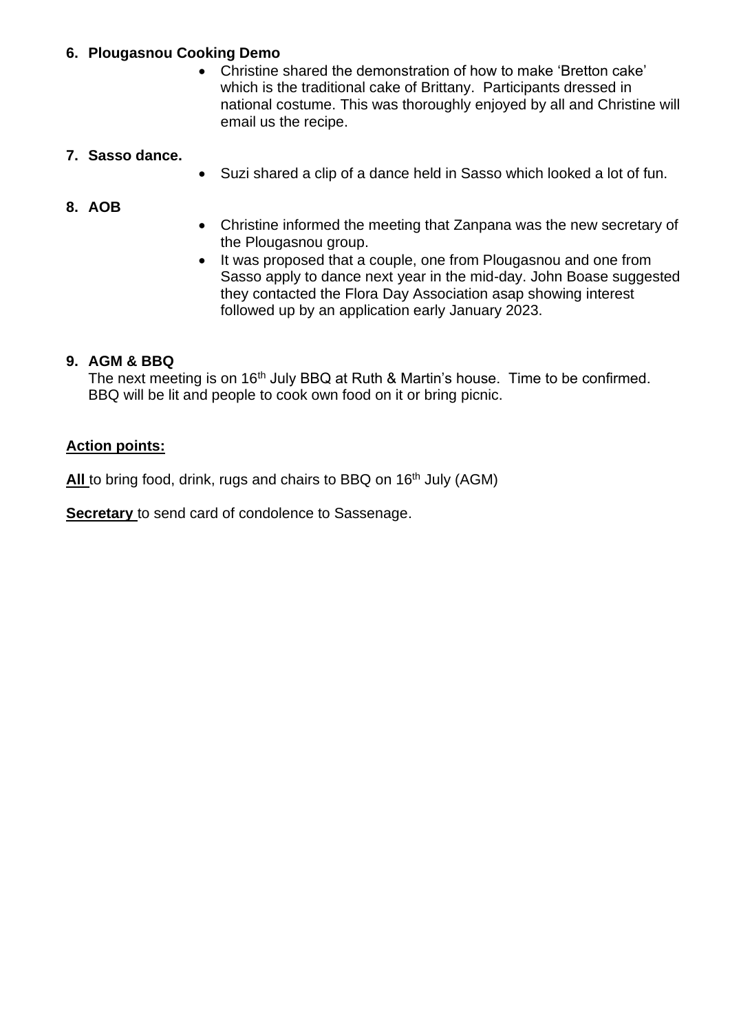**6. Plougasnou Cooking Demo**

- Christine shared the demonstration of how to make 'Bretton cake' which is the traditional cake of Brittany. Participants dressed in national costume. This was thoroughly enjoyed by all and Christine will email us the recipe.

**7. Sasso dance.**

- Suzi shared a clip of a dance held in Sasso which looked a lot of fun.

**8. AOB**

- Christine informed the meeting that Zanpana was the new secretary of the Plougasnou group.
- It was proposed that a couple, one from Plougasnou and one from Sasso apply to dance next year in the mid-day. John Boase suggested they contacted the Flora Day Association asap showing interest followed up by an application early January 2023.

**9. AGM & BBQ**

The next meeting is on 16th July BBQ at Ruth & Martin's house. Time to be confirmed. BBQ will be lit and people to cook own food on it or bring picnic.

**Action points:**

**All** to bring food, drink, rugs and chairs to BBQ on 16th July (AGM)

**Secretary** to send card of condolence to Sassenage.